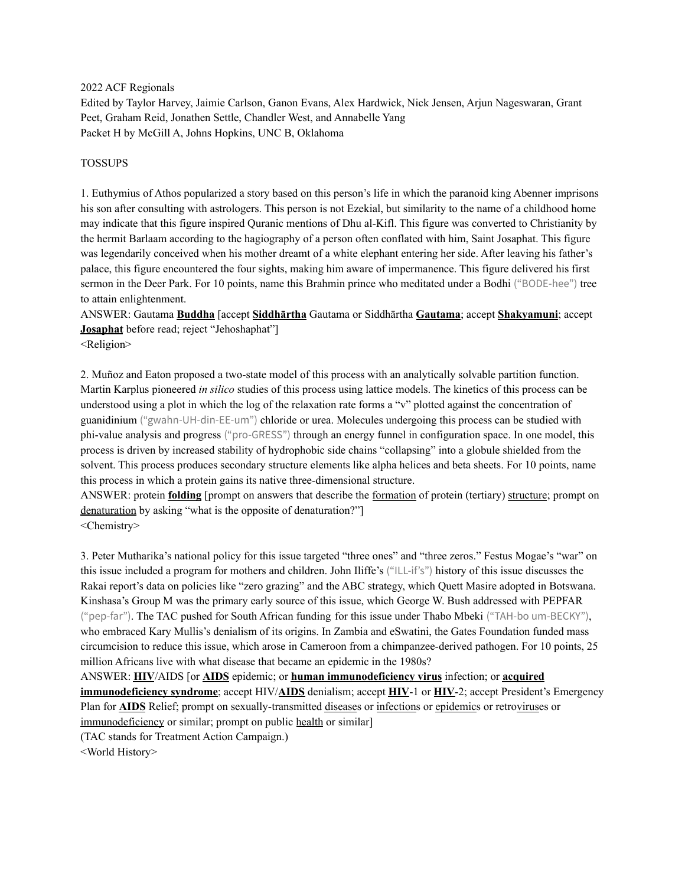2022 ACF Regionals

Edited by Taylor Harvey, Jaimie Carlson, Ganon Evans, Alex Hardwick, Nick Jensen, Arjun Nageswaran, Grant Peet, Graham Reid, Jonathen Settle, Chandler West, and Annabelle Yang

Packet H by McGill A, Johns Hopkins, UNC B, Oklahoma

TOSSUPS

1. Euthymius of Athos popularized a story based on this person's life in which the paranoid king Abenner imprisons his son after consulting with astrologers. This person is not Ezekial, but similarity to the name of a childhood home may indicate that this figure inspired Quranic mentions of Dhu al-Kifl. This figure was converted to Christianity by the hermit Barlaam according to the hagiography of a person often conflated with him, Saint Josaphat. This figure was legendarily conceived when his mother dreamt of a white elephant entering her side. After leaving his father's palace, this figure encountered the four sights, making him aware of impermanence. This figure delivered his first sermon in the Deer Park. For 10 points, name this Brahmin prince who meditated under a Bodhi ("BODE-hee") tree to attain enlightenment.

ANSWER: Gautama **Buddha** [accept **Siddhārtha** Gautama or Siddhārtha **Gautama**; accept **Shakyamuni**; accept **Josaphat** before read; reject "Jehoshaphat"]

<Religion>

2. Muñoz and Eaton proposed a two-state model of this process with an analytically solvable partition function. Martin Karplus pioneered *in silico* studies of this process using lattice models. The kinetics of this process can be understood using a plot in which the log of the relaxation rate forms a "v" plotted against the concentration of guanidinium ("gwahn-UH-din-EE-um") chloride or urea. Molecules undergoing this process can be studied with phi-value analysis and progress ("pro-GRESS") through an energy funnel in configuration space. In one model, this process is driven by increased stability of hydrophobic side chains "collapsing" into a globule shielded from the solvent. This process produces secondary structure elements like alpha helices and beta sheets. For 10 points, name this process in which a protein gains its native three-dimensional structure.

ANSWER: protein **folding** [prompt on answers that describe the formation of protein (tertiary) structure; prompt on denaturation by asking "what is the opposite of denaturation?"]

<Chemistry>

3. Peter Mutharika's national policy for this issue targeted "three ones" and "three zeros." Festus Mogae's "war" on this issue included a program for mothers and children. John Iliffe's ("ILL-if's") history of this issue discusses the Rakai report's data on policies like "zero grazing" and the ABC strategy, which Quett Masire adopted in Botswana. Kinshasa's Group M was the primary early source of this issue, which George W. Bush addressed with PEPFAR ("pep-far"). The TAC pushed for South African funding for this issue under Thabo Mbeki ("TAH-bo um-BECKY"), who embraced Kary Mullis's denialism of its origins. In Zambia and eSwatini, the Gates Foundation funded mass circumcision to reduce this issue, which arose in Cameroon from a chimpanzee-derived pathogen. For 10 points, 25 million Africans live with what disease that became an epidemic in the 1980s?

ANSWER: **HIV**/AIDS [or **AIDS** epidemic; or **human immunodeficiency virus** infection; or **acquired immunodeficiency syndrome**; accept HIV/**AIDS** denialism; accept **HIV**-1 or **HIV**-2; accept President's Emergency Plan for **AIDS** Relief; prompt on sexually-transmitted diseases or infections or epidemics or retroviruses or immunodeficiency or similar; prompt on public health or similar]

(TAC stands for Treatment Action Campaign.)

<World History>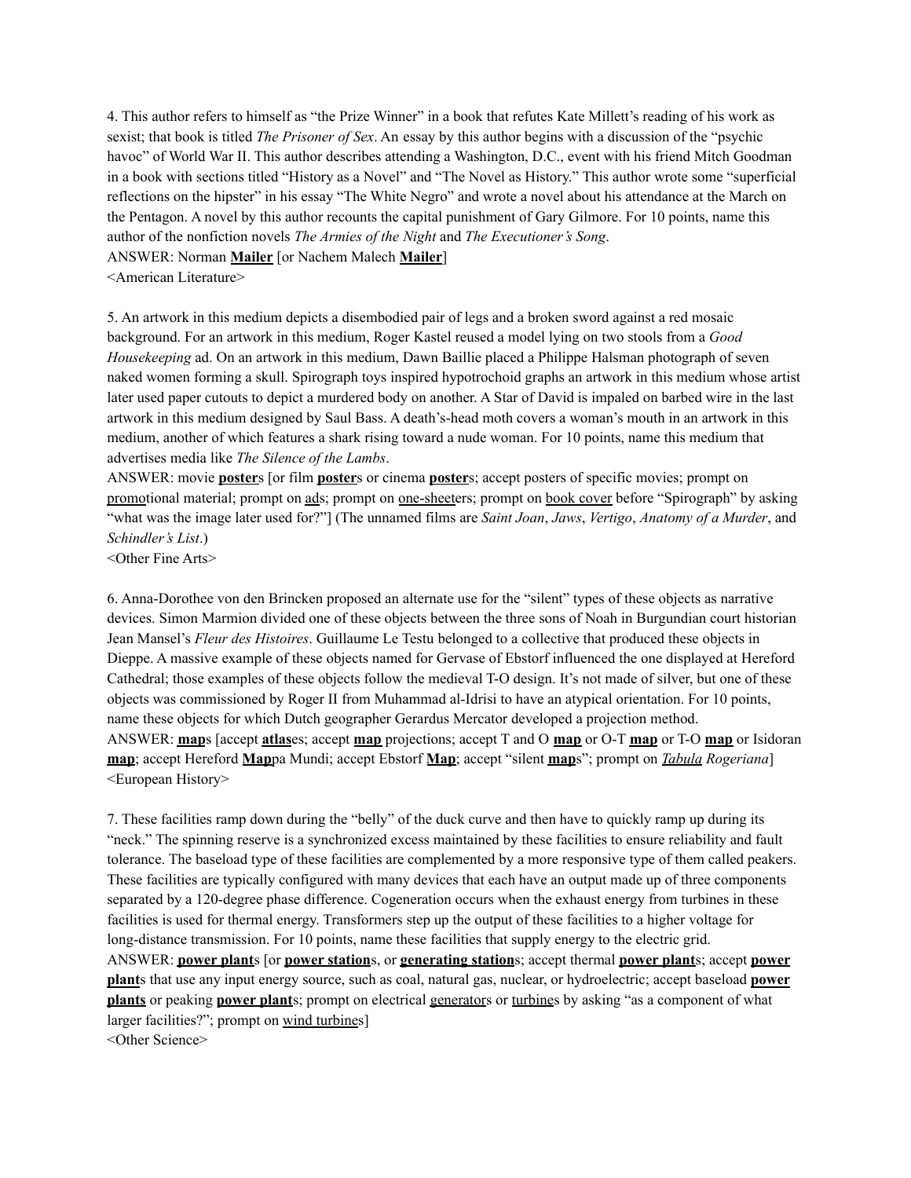4. This author refers to himself as "the Prize Winner" in a book that refutes Kate Millett's reading of his work as sexist; that book is titled *The Prisoner of Sex*. An essay by this author begins with a discussion of the "psychic havoc" of World War II. This author describes attending a Washington, D.C., event with his friend Mitch Goodman in a book with sections titled "History as a Novel" and "The Novel as History." This author wrote some "superficial reflections on the hipster" in his essay "The White Negro" and wrote a novel about his attendance at the March on the Pentagon. A novel by this author recounts the capital punishment of Gary Gilmore. For 10 points, name this author of the nonfiction novels *The Armies of the Night* and *The Executioner's Song*.
ANSWER: Norman **<u>Mailer</u>** [or Nachem Malech **<u>Mailer</u>**]
<American Literature>

5. An artwork in this medium depicts a disembodied pair of legs and a broken sword against a red mosaic background. For an artwork in this medium, Roger Kastel reused a model lying on two stools from a *Good Housekeeping* ad. On an artwork in this medium, Dawn Baillie placed a Philippe Halsman photograph of seven naked women forming a skull. Spirograph toys inspired hypotrochoid graphs an artwork in this medium whose artist later used paper cutouts to depict a murdered body on another. A Star of David is impaled on barbed wire in the last artwork in this medium designed by Saul Bass. A death's-head moth covers a woman's mouth in an artwork in this medium, another of which features a shark rising toward a nude woman. For 10 points, name this medium that advertises media like *The Silence of the Lambs*.
ANSWER: movie **<u>poster</u>**s [or film **<u>poster</u>**s or cinema **<u>poster</u>**s; accept posters of specific movies; prompt on <u>promo</u>tional material; prompt on <u>ads</u>; prompt on <u>one-sheet</u>ers; prompt on <u>book cover</u> before "Spirograph" by asking "what was the image later used for?"] (The unnamed films are *Saint Joan*, *Jaws*, *Vertigo*, *Anatomy of a Murder*, and *Schindler's List*.)
<Other Fine Arts>

6. Anna-Dorothee von den Brincken proposed an alternate use for the "silent" types of these objects as narrative devices. Simon Marmion divided one of these objects between the three sons of Noah in Burgundian court historian Jean Mansel's *Fleur des Histoires*. Guillaume Le Testu belonged to a collective that produced these objects in Dieppe. A massive example of these objects named for Gervase of Ebstorf influenced the one displayed at Hereford Cathedral; those examples of these objects follow the medieval T-O design. It's not made of silver, but one of these objects was commissioned by Roger II from Muhammad al-Idrisi to have an atypical orientation. For 10 points, name these objects for which Dutch geographer Gerardus Mercator developed a projection method.
ANSWER: **<u>map</u>**s [accept **<u>atlas</u>**es; accept **<u>map</u>** projections; accept T and O **<u>map</u>** or O-T **<u>map</u>** or T-O **<u>map</u>** or Isidoran **<u>map</u>**; accept Hereford **<u>Map</u>**pa Mundi; accept Ebstorf **<u>Map</u>**; accept "silent **<u>map</u>**s"; prompt on *<u>Tabula</u> Rogeriana*]
<European History>

7. These facilities ramp down during the "belly" of the duck curve and then have to quickly ramp up during its "neck." The spinning reserve is a synchronized excess maintained by these facilities to ensure reliability and fault tolerance. The baseload type of these facilities are complemented by a more responsive type of them called peakers. These facilities are typically configured with many devices that each have an output made up of three components separated by a 120-degree phase difference. Cogeneration occurs when the exhaust energy from turbines in these facilities is used for thermal energy. Transformers step up the output of these facilities to a higher voltage for long-distance transmission. For 10 points, name these facilities that supply energy to the electric grid.
ANSWER: **<u>power plant</u>**s [or **<u>power station</u>**s, or **<u>generating station</u>**s; accept thermal **<u>power plant</u>**s; accept **<u>power plant</u>**s that use any input energy source, such as coal, natural gas, nuclear, or hydroelectric; accept baseload **<u>power plants</u>** or peaking **<u>power plant</u>**s; prompt on electrical <u>generator</u>s or <u>turbine</u>s by asking "as a component of what larger facilities?"; prompt on <u>wind turbine</u>s]
<Other Science>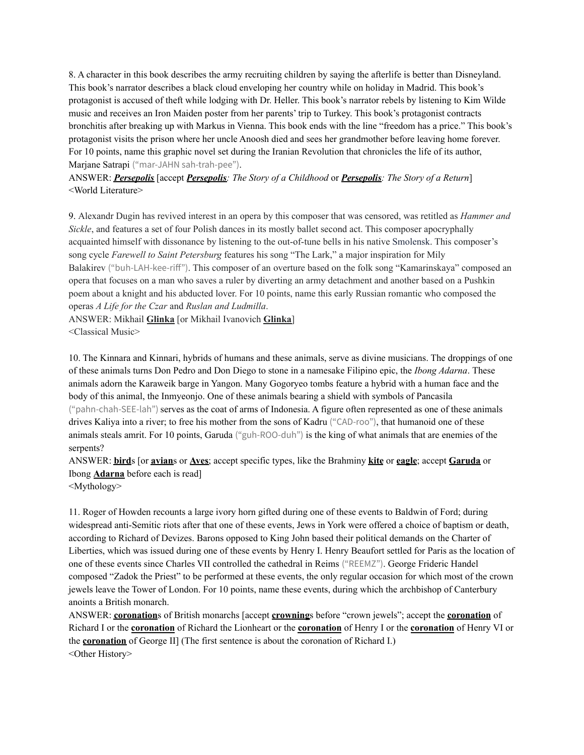8. A character in this book describes the army recruiting children by saying the afterlife is better than Disneyland. This book's narrator describes a black cloud enveloping her country while on holiday in Madrid. This book's protagonist is accused of theft while lodging with Dr. Heller. This book's narrator rebels by listening to Kim Wilde music and receives an Iron Maiden poster from her parents' trip to Turkey. This book's protagonist contracts bronchitis after breaking up with Markus in Vienna. This book ends with the line "freedom has a price." This book's protagonist visits the prison where her uncle Anoosh died and sees her grandmother before leaving home forever. For 10 points, name this graphic novel set during the Iranian Revolution that chronicles the life of its author, Marjane Satrapi ("mar-JAHN sah-trah-pee").

ANSWER: _**Persepolis**_ [accept _**Persepolis**: The Story of a Childhood_ or _**Persepolis**: The Story of a Return_]

<World Literature>

9. Alexandr Dugin has revived interest in an opera by this composer that was censored, was retitled as *Hammer and Sickle*, and features a set of four Polish dances in its mostly ballet second act. This composer apocryphally acquainted himself with dissonance by listening to the out-of-tune bells in his native Smolensk. This composer's song cycle *Farewell to Saint Petersburg* features his song "The Lark," a major inspiration for Mily Balakirev ("buh-LAH-kee-riff"). This composer of an overture based on the folk song "Kamarinskaya" composed an opera that focuses on a man who saves a ruler by diverting an army detachment and another based on a Pushkin poem about a knight and his abducted lover. For 10 points, name this early Russian romantic who composed the operas *A Life for the Czar* and *Ruslan and Ludmilla*.

ANSWER: Mikhail **Glinka** [or Mikhail Ivanovich **Glinka**]

<Classical Music>

10. The Kinnara and Kinnari, hybrids of humans and these animals, serve as divine musicians. The droppings of one of these animals turns Don Pedro and Don Diego to stone in a namesake Filipino epic, the *Ibong Adarna*. These animals adorn the Karaweik barge in Yangon. Many Gogoryeo tombs feature a hybrid with a human face and the body of this animal, the Inmyeonjo. One of these animals bearing a shield with symbols of Pancasila ("pahn-chah-SEE-lah") serves as the coat of arms of Indonesia. A figure often represented as one of these animals drives Kaliya into a river; to free his mother from the sons of Kadru ("CAD-roo"), that humanoid one of these animals steals amrit. For 10 points, Garuda ("guh-ROO-duh") is the king of what animals that are enemies of the serpents?

ANSWER: **bird**s [or **avian**s or **Aves**; accept specific types, like the Brahminy **kite** or **eagle**; accept **Garuda** or Ibong **Adarna** before each is read]

<Mythology>

11. Roger of Howden recounts a large ivory horn gifted during one of these events to Baldwin of Ford; during widespread anti-Semitic riots after that one of these events, Jews in York were offered a choice of baptism or death, according to Richard of Devizes. Barons opposed to King John based their political demands on the Charter of Liberties, which was issued during one of these events by Henry I. Henry Beaufort settled for Paris as the location of one of these events since Charles VII controlled the cathedral in Reims ("REEMZ"). George Frideric Handel composed "Zadok the Priest" to be performed at these events, the only regular occasion for which most of the crown jewels leave the Tower of London. For 10 points, name these events, during which the archbishop of Canterbury anoints a British monarch.

ANSWER: **coronation**s of British monarchs [accept **crowning**s before "crown jewels"; accept the **coronation** of Richard I or the **coronation** of Richard the Lionheart or the **coronation** of Henry I or the **coronation** of Henry VI or the **coronation** of George II] (The first sentence is about the coronation of Richard I.)

<Other History>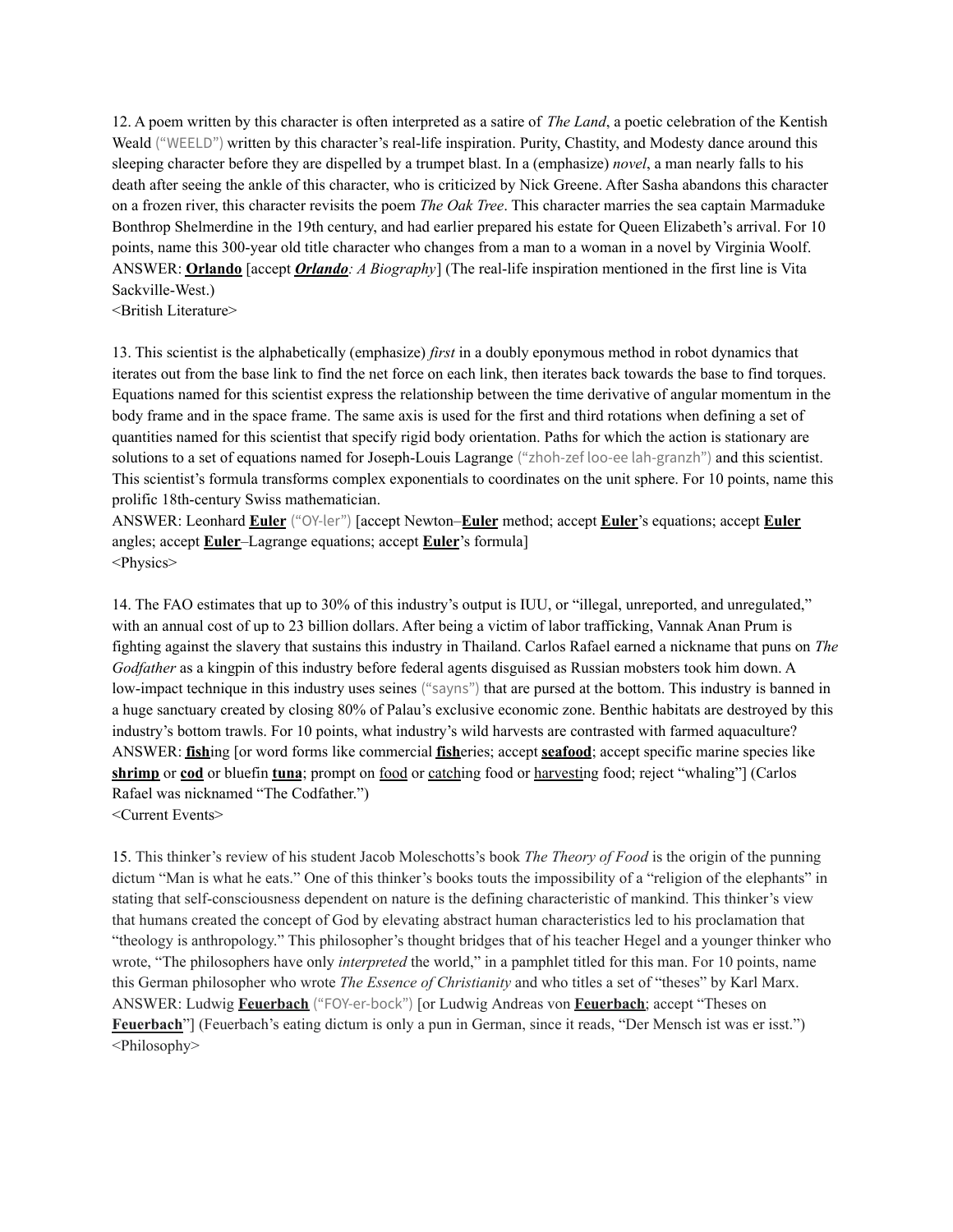12. A poem written by this character is often interpreted as a satire of *The Land*, a poetic celebration of the Kentish Weald ("WEELD") written by this character's real-life inspiration. Purity, Chastity, and Modesty dance around this sleeping character before they are dispelled by a trumpet blast. In a (emphasize) *novel*, a man nearly falls to his death after seeing the ankle of this character, who is criticized by Nick Greene. After Sasha abandons this character on a frozen river, this character revisits the poem *The Oak Tree*. This character marries the sea captain Marmaduke Bonthrop Shelmerdine in the 19th century, and had earlier prepared his estate for Queen Elizabeth's arrival. For 10 points, name this 300-year old title character who changes from a man to a woman in a novel by Virginia Woolf.
ANSWER: **Orlando** [accept ***Orlando****: A Biography*] (The real-life inspiration mentioned in the first line is Vita Sackville-West.)
<British Literature>

13. This scientist is the alphabetically (emphasize) *first* in a doubly eponymous method in robot dynamics that iterates out from the base link to find the net force on each link, then iterates back towards the base to find torques. Equations named for this scientist express the relationship between the time derivative of angular momentum in the body frame and in the space frame. The same axis is used for the first and third rotations when defining a set of quantities named for this scientist that specify rigid body orientation. Paths for which the action is stationary are solutions to a set of equations named for Joseph-Louis Lagrange ("zhoh-zef loo-ee lah-granzh") and this scientist. This scientist's formula transforms complex exponentials to coordinates on the unit sphere. For 10 points, name this prolific 18th-century Swiss mathematician.
ANSWER: Leonhard **Euler** ("OY-ler") [accept Newton–**Euler** method; accept **Euler**'s equations; accept **Euler** angles; accept **Euler**–Lagrange equations; accept **Euler**'s formula]
<Physics>

14. The FAO estimates that up to 30% of this industry's output is IUU, or "illegal, unreported, and unregulated," with an annual cost of up to 23 billion dollars. After being a victim of labor trafficking, Vannak Anan Prum is fighting against the slavery that sustains this industry in Thailand. Carlos Rafael earned a nickname that puns on *The Godfather* as a kingpin of this industry before federal agents disguised as Russian mobsters took him down. A low-impact technique in this industry uses seines ("sayns") that are pursed at the bottom. This industry is banned in a huge sanctuary created by closing 80% of Palau's exclusive economic zone. Benthic habitats are destroyed by this industry's bottom trawls. For 10 points, what industry's wild harvests are contrasted with farmed aquaculture?
ANSWER: **fish**ing [or word forms like commercial **fish**eries; accept **seafood**; accept specific marine species like **shrimp** or **cod** or bluefin **tuna**; prompt on food or catching food or harvesting food; reject "whaling"] (Carlos Rafael was nicknamed "The Codfather.")
<Current Events>

15. This thinker's review of his student Jacob Moleschotts's book *The Theory of Food* is the origin of the punning dictum "Man is what he eats." One of this thinker's books touts the impossibility of a "religion of the elephants" in stating that self-consciousness dependent on nature is the defining characteristic of mankind. This thinker's view that humans created the concept of God by elevating abstract human characteristics led to his proclamation that "theology is anthropology." This philosopher's thought bridges that of his teacher Hegel and a younger thinker who wrote, "The philosophers have only *interpreted* the world," in a pamphlet titled for this man. For 10 points, name this German philosopher who wrote *The Essence of Christianity* and who titles a set of "theses" by Karl Marx.
ANSWER: Ludwig **Feuerbach** ("FOY-er-bock") [or Ludwig Andreas von **Feuerbach**; accept "Theses on **Feuerbach**"] (Feuerbach's eating dictum is only a pun in German, since it reads, "Der Mensch ist was er isst.")
<Philosophy>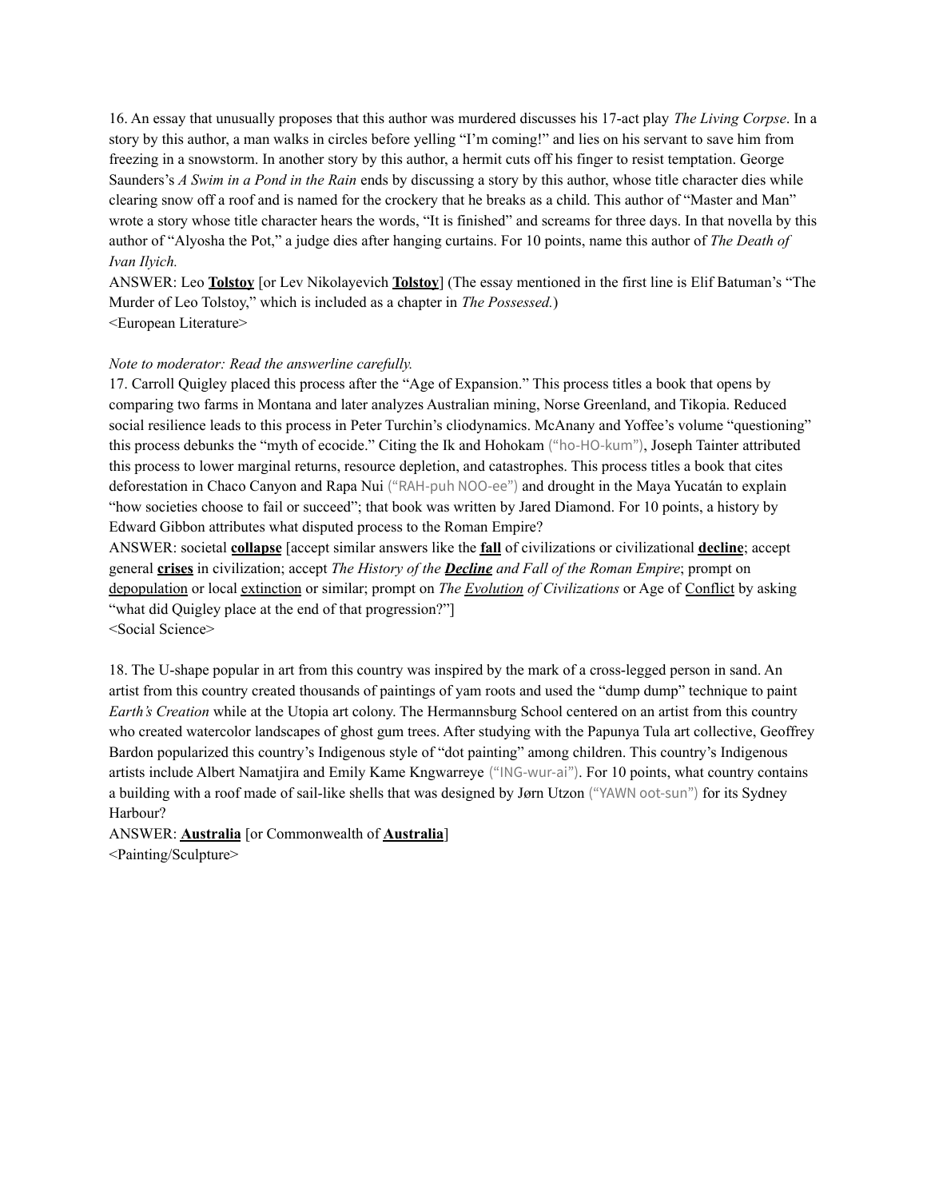16. An essay that unusually proposes that this author was murdered discusses his 17-act play *The Living Corpse*. In a story by this author, a man walks in circles before yelling "I'm coming!" and lies on his servant to save him from freezing in a snowstorm. In another story by this author, a hermit cuts off his finger to resist temptation. George Saunders's *A Swim in a Pond in the Rain* ends by discussing a story by this author, whose title character dies while clearing snow off a roof and is named for the crockery that he breaks as a child. This author of "Master and Man" wrote a story whose title character hears the words, "It is finished" and screams for three days. In that novella by this author of "Alyosha the Pot," a judge dies after hanging curtains. For 10 points, name this author of *The Death of Ivan Ilyich.*

ANSWER: Leo **Tolstoy** [or Lev Nikolayevich **Tolstoy**] (The essay mentioned in the first line is Elif Batuman's "The Murder of Leo Tolstoy," which is included as a chapter in *The Possessed.*)

<European Literature>

*Note to moderator: Read the answerline carefully.*

17. Carroll Quigley placed this process after the "Age of Expansion." This process titles a book that opens by comparing two farms in Montana and later analyzes Australian mining, Norse Greenland, and Tikopia. Reduced social resilience leads to this process in Peter Turchin's cliodynamics. McAnany and Yoffee's volume "questioning" this process debunks the "myth of ecocide." Citing the Ik and Hohokam ("ho-HO-kum"), Joseph Tainter attributed this process to lower marginal returns, resource depletion, and catastrophes. This process titles a book that cites deforestation in Chaco Canyon and Rapa Nui ("RAH-puh NOO-ee") and drought in the Maya Yucatán to explain "how societies choose to fail or succeed"; that book was written by Jared Diamond. For 10 points, a history by Edward Gibbon attributes what disputed process to the Roman Empire?

ANSWER: societal **collapse** [accept similar answers like the **fall** of civilizations or civilizational **decline**; accept general **crises** in civilization; accept *The History of the* ***Decline*** *and Fall of the Roman Empire*; prompt on depopulation or local extinction or similar; prompt on *The Evolution of Civilizations* or Age of Conflict by asking "what did Quigley place at the end of that progression?"]

<Social Science>

18. The U-shape popular in art from this country was inspired by the mark of a cross-legged person in sand. An artist from this country created thousands of paintings of yam roots and used the "dump dump" technique to paint *Earth's Creation* while at the Utopia art colony. The Hermannsburg School centered on an artist from this country who created watercolor landscapes of ghost gum trees. After studying with the Papunya Tula art collective, Geoffrey Bardon popularized this country's Indigenous style of "dot painting" among children. This country's Indigenous artists include Albert Namatjira and Emily Kame Kngwarreye ("ING-wur-ai"). For 10 points, what country contains a building with a roof made of sail-like shells that was designed by Jørn Utzon ("YAWN oot-sun") for its Sydney Harbour?

ANSWER: **Australia** [or Commonwealth of **Australia**]

<Painting/Sculpture>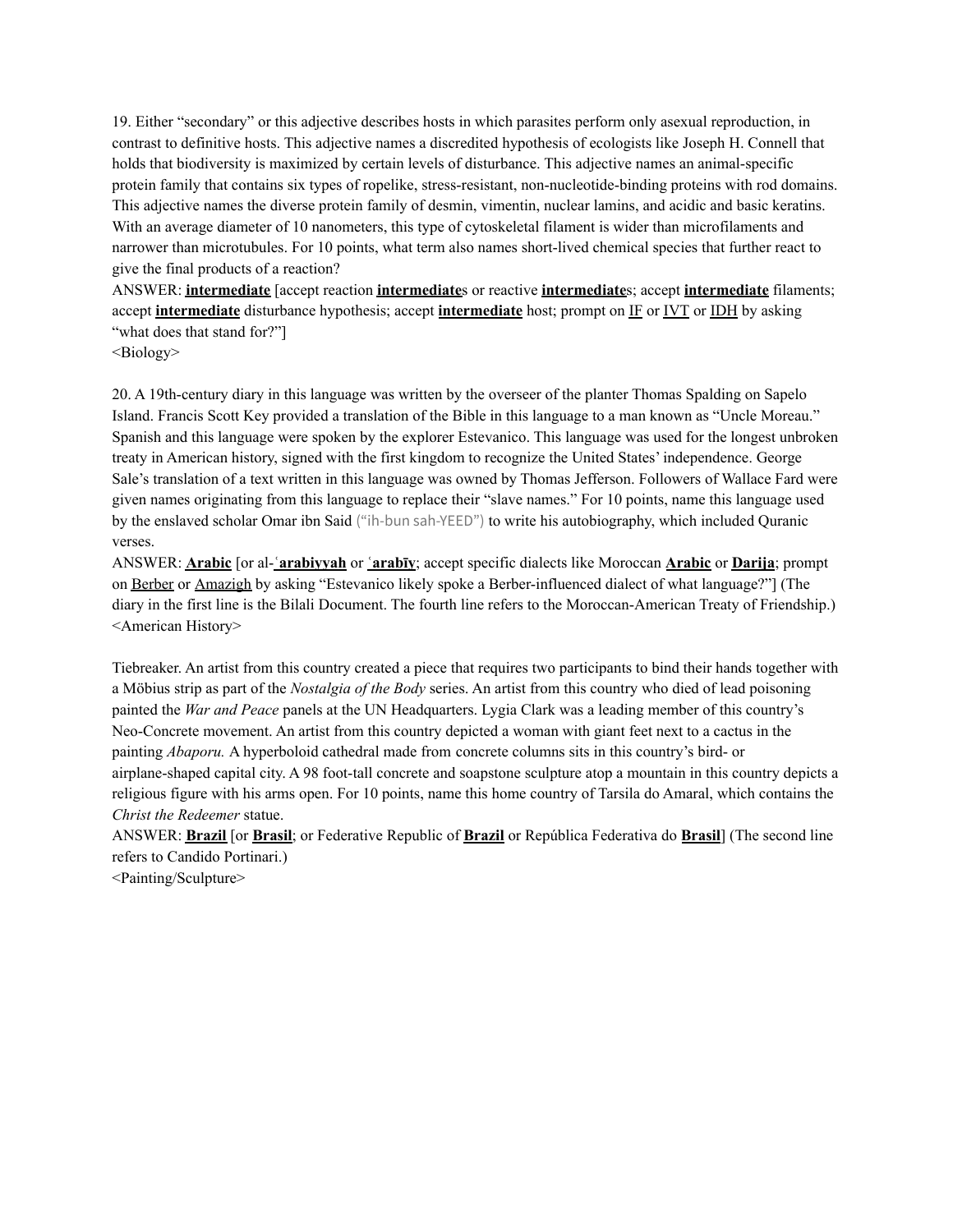19. Either “secondary” or this adjective describes hosts in which parasites perform only asexual reproduction, in contrast to definitive hosts. This adjective names a discredited hypothesis of ecologists like Joseph H. Connell that holds that biodiversity is maximized by certain levels of disturbance. This adjective names an animal-specific protein family that contains six types of ropelike, stress-resistant, non-nucleotide-binding proteins with rod domains. This adjective names the diverse protein family of desmin, vimentin, nuclear lamins, and acidic and basic keratins. With an average diameter of 10 nanometers, this type of cytoskeletal filament is wider than microfilaments and narrower than microtubules. For 10 points, what term also names short-lived chemical species that further react to give the final products of a reaction?

ANSWER: **intermediate** [accept reaction **intermediate**s or reactive **intermediate**s; accept **intermediate** filaments; accept **intermediate** disturbance hypothesis; accept **intermediate** host; prompt on IF or IVT or IDH by asking “what does that stand for?”]

<Biology>

20. A 19th-century diary in this language was written by the overseer of the planter Thomas Spalding on Sapelo Island. Francis Scott Key provided a translation of the Bible in this language to a man known as “Uncle Moreau.” Spanish and this language were spoken by the explorer Estevanico. This language was used for the longest unbroken treaty in American history, signed with the first kingdom to recognize the United States’ independence. George Sale’s translation of a text written in this language was owned by Thomas Jefferson. Followers of Wallace Fard were given names originating from this language to replace their “slave names.” For 10 points, name this language used by the enslaved scholar Omar ibn Said (“ih-bun sah-YEED”) to write his autobiography, which included Quranic verses.

ANSWER: **Arabic** [or al-**ʿarabiyyah** or **ʿarabīy**; accept specific dialects like Moroccan **Arabic** or **Darija**; prompt on Berber or Amazigh by asking “Estevanico likely spoke a Berber-influenced dialect of what language?”] (The diary in the first line is the Bilali Document. The fourth line refers to the Moroccan-American Treaty of Friendship.)

<American History>

Tiebreaker. An artist from this country created a piece that requires two participants to bind their hands together with a Möbius strip as part of the *Nostalgia of the Body* series. An artist from this country who died of lead poisoning painted the *War and Peace* panels at the UN Headquarters. Lygia Clark was a leading member of this country’s Neo-Concrete movement. An artist from this country depicted a woman with giant feet next to a cactus in the painting *Abaporu.* A hyperboloid cathedral made from concrete columns sits in this country’s bird- or airplane-shaped capital city. A 98 foot-tall concrete and soapstone sculpture atop a mountain in this country depicts a religious figure with his arms open. For 10 points, name this home country of Tarsila do Amaral, which contains the *Christ the Redeemer* statue.

ANSWER: **Brazil** [or **Brasil**; or Federative Republic of **Brazil** or República Federativa do **Brasil**] (The second line refers to Candido Portinari.)

<Painting/Sculpture>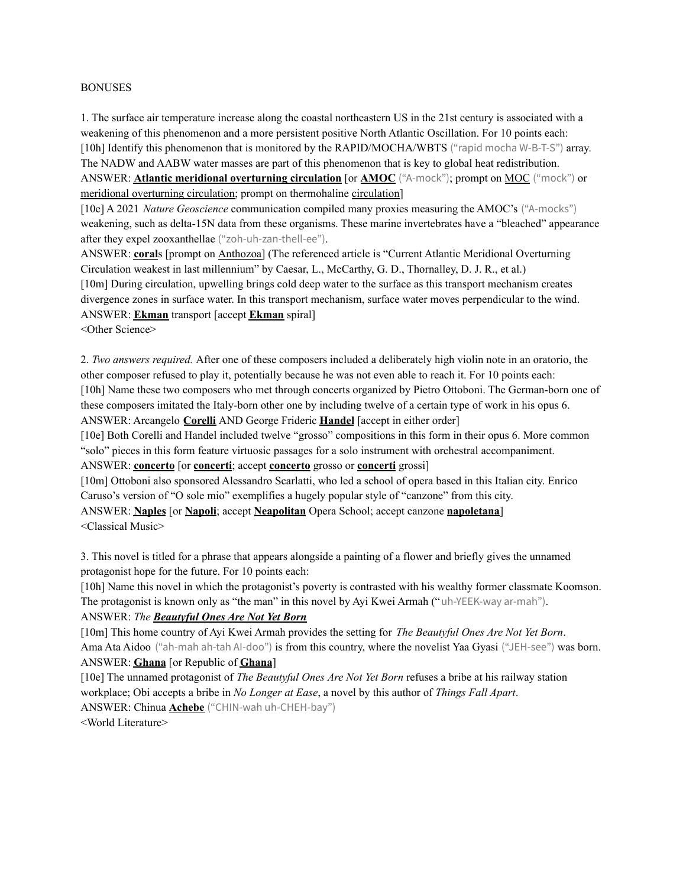BONUSES

1. The surface air temperature increase along the coastal northeastern US in the 21st century is associated with a weakening of this phenomenon and a more persistent positive North Atlantic Oscillation. For 10 points each:

[10h] Identify this phenomenon that is monitored by the RAPID/MOCHA/WBTS ("rapid mocha W-B-T-S") array. The NADW and AABW water masses are part of this phenomenon that is key to global heat redistribution.

ANSWER: **Atlantic meridional overturning circulation** [or **AMOC** ("A-mock"); prompt on MOC ("mock") or meridional overturning circulation; prompt on thermohaline circulation]

[10e] A 2021 *Nature Geoscience* communication compiled many proxies measuring the AMOC's ("A-mocks") weakening, such as delta-15N data from these organisms. These marine invertebrates have a "bleached" appearance after they expel zooxanthellae ("zoh-uh-zan-thell-ee").

ANSWER: **coral**s [prompt on Anthozoa] (The referenced article is "Current Atlantic Meridional Overturning Circulation weakest in last millennium" by Caesar, L., McCarthy, G. D., Thornalley, D. J. R., et al.)

[10m] During circulation, upwelling brings cold deep water to the surface as this transport mechanism creates divergence zones in surface water. In this transport mechanism, surface water moves perpendicular to the wind.

ANSWER: **Ekman** transport [accept **Ekman** spiral]

<Other Science>

2. *Two answers required.* After one of these composers included a deliberately high violin note in an oratorio, the other composer refused to play it, potentially because he was not even able to reach it. For 10 points each:

[10h] Name these two composers who met through concerts organized by Pietro Ottoboni. The German-born one of these composers imitated the Italy-born other one by including twelve of a certain type of work in his opus 6.

ANSWER: Arcangelo **Corelli** AND George Frideric **Handel** [accept in either order]

[10e] Both Corelli and Handel included twelve "grosso" compositions in this form in their opus 6. More common "solo" pieces in this form feature virtuosic passages for a solo instrument with orchestral accompaniment.

ANSWER: **concerto** [or **concerti**; accept **concerto** grosso or **concerti** grossi]

[10m] Ottoboni also sponsored Alessandro Scarlatti, who led a school of opera based in this Italian city. Enrico Caruso's version of "O sole mio" exemplifies a hugely popular style of "canzone" from this city.

ANSWER: **Naples** [or **Napoli**; accept **Neapolitan** Opera School; accept canzone **napoletana**]

<Classical Music>

3. This novel is titled for a phrase that appears alongside a painting of a flower and briefly gives the unnamed protagonist hope for the future. For 10 points each:

[10h] Name this novel in which the protagonist's poverty is contrasted with his wealthy former classmate Koomson. The protagonist is known only as "the man" in this novel by Ayi Kwei Armah ("uh-YEEK-way ar-mah").

ANSWER: ***The Beautyful Ones Are Not Yet Born***

[10m] This home country of Ayi Kwei Armah provides the setting for *The Beautyful Ones Are Not Yet Born*. Ama Ata Aidoo ("ah-mah ah-tah AI-doo") is from this country, where the novelist Yaa Gyasi ("JEH-see") was born.

ANSWER: **Ghana** [or Republic of **Ghana**]

[10e] The unnamed protagonist of *The Beautyful Ones Are Not Yet Born* refuses a bribe at his railway station workplace; Obi accepts a bribe in *No Longer at Ease*, a novel by this author of *Things Fall Apart*.

ANSWER: Chinua **Achebe** ("CHIN-wah uh-CHEH-bay")

<World Literature>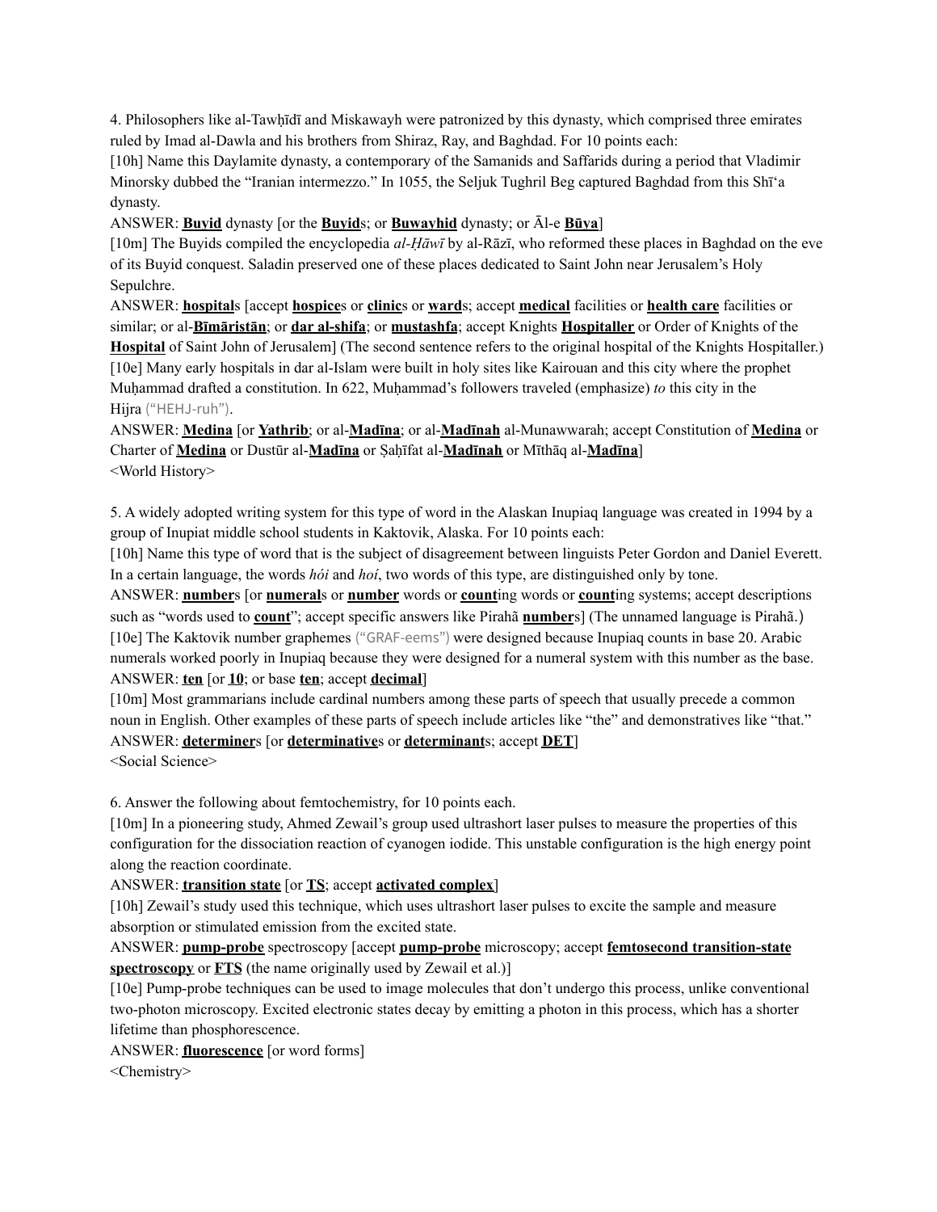4. Philosophers like al-Tawḥīdī and Miskawayh were patronized by this dynasty, which comprised three emirates ruled by Imad al-Dawla and his brothers from Shiraz, Ray, and Baghdad. For 10 points each:

[10h] Name this Daylamite dynasty, a contemporary of the Samanids and Saffarids during a period that Vladimir Minorsky dubbed the "Iranian intermezzo." In 1055, the Seljuk Tughril Beg captured Baghdad from this Shīʻa dynasty.

ANSWER: **<u>Buyid</u>** dynasty [or the **<u>Buyid</u>**s; or **<u>Buwayhid</u>** dynasty; or Āl-e **<u>Būya</u>**]

[10m] The Buyids compiled the encyclopedia *al-Ḥāwī* by al-Rāzī, who reformed these places in Baghdad on the eve of its Buyid conquest. Saladin preserved one of these places dedicated to Saint John near Jerusalem's Holy Sepulchre.

ANSWER: **<u>hospital</u>**s [accept **<u>hospice</u>**s or **<u>clinic</u>**s or **<u>ward</u>**s; accept **<u>medical</u>** facilities or **<u>health care</u>** facilities or similar; or al-**<u>Bīmāristān</u>**; or **<u>dar al-shifa</u>**; or **<u>mustashfa</u>**; accept Knights **<u>Hospitaller</u>** or Order of Knights of the **<u>Hospital</u>** of Saint John of Jerusalem] (The second sentence refers to the original hospital of the Knights Hospitaller.)

[10e] Many early hospitals in dar al-Islam were built in holy sites like Kairouan and this city where the prophet Muḥammad drafted a constitution. In 622, Muḥammad's followers traveled (emphasize) *to* this city in the Hijra ("HEHJ-ruh").

ANSWER: **<u>Medina</u>** [or **<u>Yathrib</u>**; or al-**<u>Madīna</u>**; or al-**<u>Madīnah</u>** al-Munawwarah; accept Constitution of **<u>Medina</u>** or Charter of **<u>Medina</u>** or Dustūr al-**<u>Madīna</u>** or Ṣaḥīfat al-**<u>Madīnah</u>** or Mīthāq al-**<u>Madīna</u>**]

<World History>

5. A widely adopted writing system for this type of word in the Alaskan Inupiaq language was created in 1994 by a group of Inupiat middle school students in Kaktovik, Alaska. For 10 points each:

[10h] Name this type of word that is the subject of disagreement between linguists Peter Gordon and Daniel Everett. In a certain language, the words *hói* and *hoí*, two words of this type, are distinguished only by tone.

ANSWER: **<u>number</u>**s [or **<u>numeral</u>**s or **<u>number</u>** words or **<u>count</u>**ing words or **<u>count</u>**ing systems; accept descriptions such as "words used to **<u>count</u>**"; accept specific answers like Pirahã **<u>number</u>**s] (The unnamed language is Pirahã.)

[10e] The Kaktovik number graphemes ("GRAF-eems") were designed because Inupiaq counts in base 20. Arabic numerals worked poorly in Inupiaq because they were designed for a numeral system with this number as the base.

ANSWER: **<u>ten</u>** [or **<u>10</u>**; or base **<u>ten</u>**; accept **<u>decimal</u>**]

[10m] Most grammarians include cardinal numbers among these parts of speech that usually precede a common noun in English. Other examples of these parts of speech include articles like "the" and demonstratives like "that."

ANSWER: **<u>determiner</u>**s [or **<u>determinative</u>**s or **<u>determinant</u>**s; accept **<u>DET</u>**]

<Social Science>

6. Answer the following about femtochemistry, for 10 points each.

[10m] In a pioneering study, Ahmed Zewail's group used ultrashort laser pulses to measure the properties of this configuration for the dissociation reaction of cyanogen iodide. This unstable configuration is the high energy point along the reaction coordinate.

ANSWER: **<u>transition state</u>** [or **<u>TS</u>**; accept **<u>activated complex</u>**]

[10h] Zewail's study used this technique, which uses ultrashort laser pulses to excite the sample and measure absorption or stimulated emission from the excited state.

ANSWER: **<u>pump-probe</u>** spectroscopy [accept **<u>pump-probe</u>** microscopy; accept **<u>femtosecond transition-state spectroscopy</u>** or **<u>FTS</u>** (the name originally used by Zewail et al.)]

[10e] Pump-probe techniques can be used to image molecules that don't undergo this process, unlike conventional two-photon microscopy. Excited electronic states decay by emitting a photon in this process, which has a shorter lifetime than phosphorescence.

ANSWER: **<u>fluorescence</u>** [or word forms]

<Chemistry>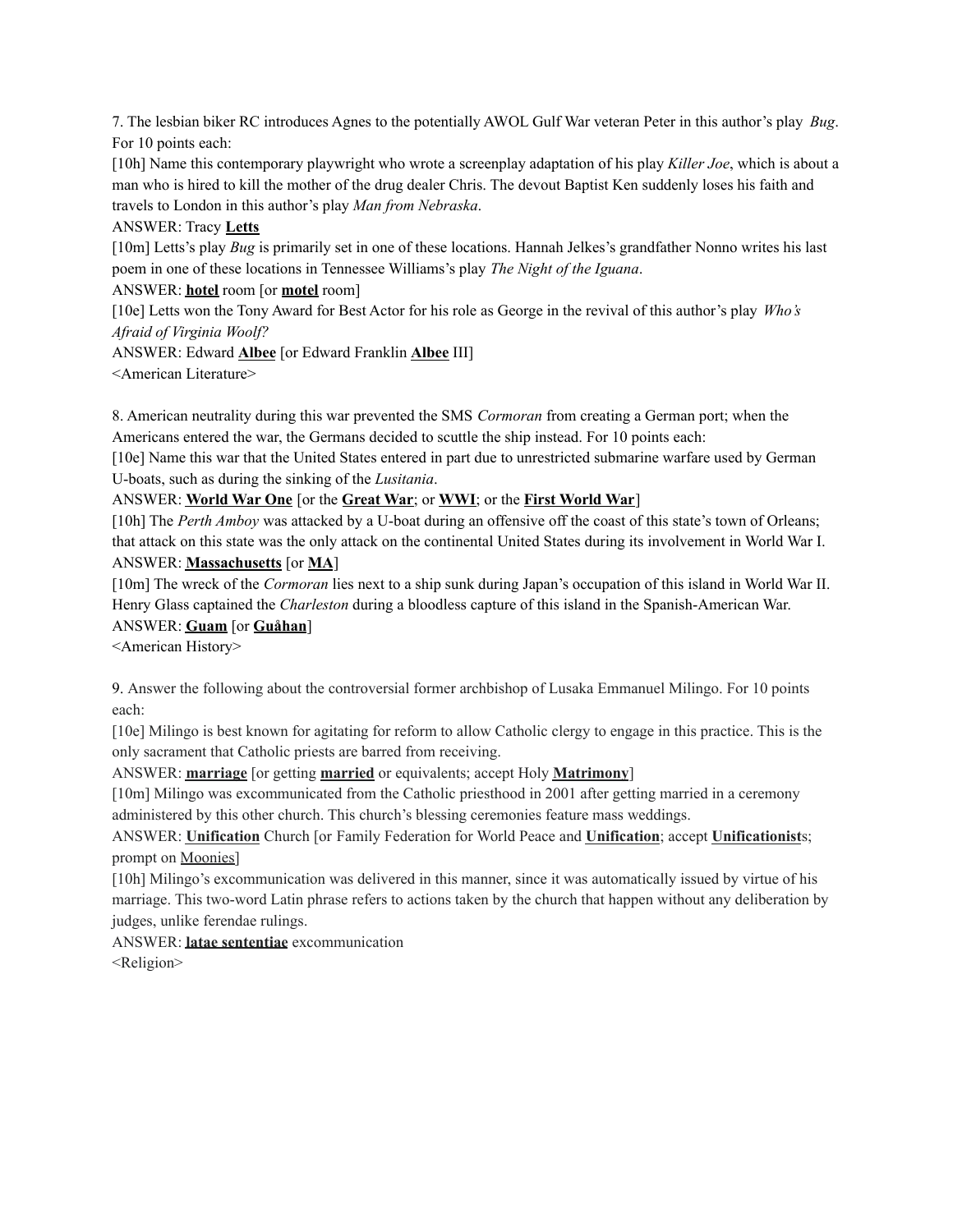7. The lesbian biker RC introduces Agnes to the potentially AWOL Gulf War veteran Peter in this author's play *Bug*. For 10 points each:

[10h] Name this contemporary playwright who wrote a screenplay adaptation of his play *Killer Joe*, which is about a man who is hired to kill the mother of the drug dealer Chris. The devout Baptist Ken suddenly loses his faith and travels to London in this author's play *Man from Nebraska*.

ANSWER: Tracy **Letts**

[10m] Letts's play *Bug* is primarily set in one of these locations. Hannah Jelkes's grandfather Nonno writes his last poem in one of these locations in Tennessee Williams's play *The Night of the Iguana*.

ANSWER: **hotel** room [or **motel** room]

[10e] Letts won the Tony Award for Best Actor for his role as George in the revival of this author's play *Who's Afraid of Virginia Woolf?*

ANSWER: Edward **Albee** [or Edward Franklin **Albee** III]

<American Literature>

8. American neutrality during this war prevented the SMS *Cormoran* from creating a German port; when the Americans entered the war, the Germans decided to scuttle the ship instead. For 10 points each:

[10e] Name this war that the United States entered in part due to unrestricted submarine warfare used by German U-boats, such as during the sinking of the *Lusitania*.

ANSWER: **World War One** [or the **Great War**; or **WWI**; or the **First World War**]

[10h] The *Perth Amboy* was attacked by a U-boat during an offensive off the coast of this state's town of Orleans; that attack on this state was the only attack on the continental United States during its involvement in World War I.

ANSWER: **Massachusetts** [or **MA**]

[10m] The wreck of the *Cormoran* lies next to a ship sunk during Japan's occupation of this island in World War II. Henry Glass captained the *Charleston* during a bloodless capture of this island in the Spanish-American War.

ANSWER: **Guam** [or **Guåhan**]

<American History>

9. Answer the following about the controversial former archbishop of Lusaka Emmanuel Milingo. For 10 points each:

[10e] Milingo is best known for agitating for reform to allow Catholic clergy to engage in this practice. This is the only sacrament that Catholic priests are barred from receiving.

ANSWER: **marriage** [or getting **married** or equivalents; accept Holy **Matrimony**]

[10m] Milingo was excommunicated from the Catholic priesthood in 2001 after getting married in a ceremony administered by this other church. This church's blessing ceremonies feature mass weddings.

ANSWER: **Unification** Church [or Family Federation for World Peace and **Unification**; accept **Unificationist**s; prompt on Moonies]

[10h] Milingo's excommunication was delivered in this manner, since it was automatically issued by virtue of his marriage. This two-word Latin phrase refers to actions taken by the church that happen without any deliberation by judges, unlike ferendae rulings.

ANSWER: **latae sententiae** excommunication

<Religion>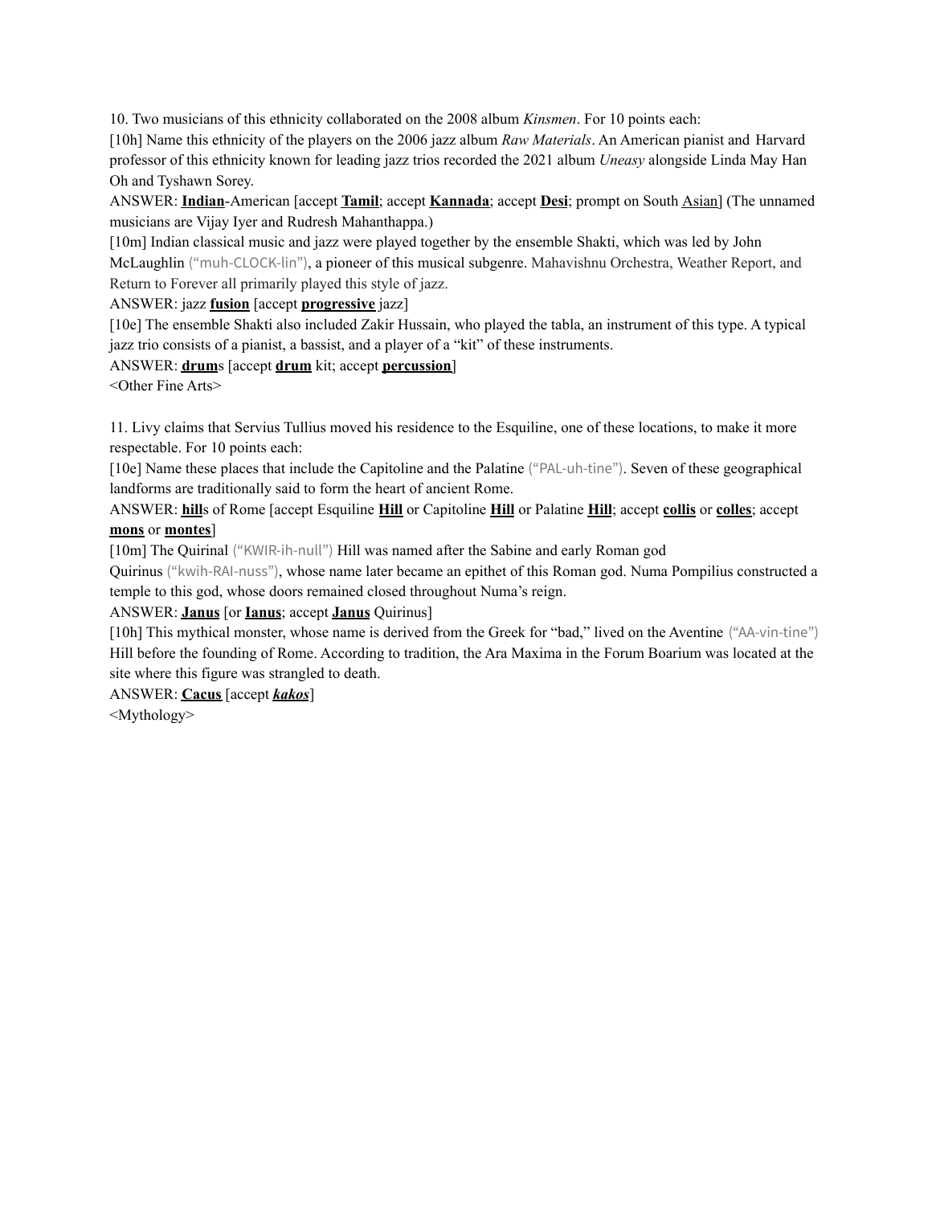10. Two musicians of this ethnicity collaborated on the 2008 album *Kinsmen*. For 10 points each:

[10h] Name this ethnicity of the players on the 2006 jazz album *Raw Materials*. An American pianist and Harvard professor of this ethnicity known for leading jazz trios recorded the 2021 album *Uneasy* alongside Linda May Han Oh and Tyshawn Sorey.

ANSWER: **Indian**-American [accept **Tamil**; accept **Kannada**; accept **Desi**; prompt on South Asian] (The unnamed musicians are Vijay Iyer and Rudresh Mahanthappa.)

[10m] Indian classical music and jazz were played together by the ensemble Shakti, which was led by John McLaughlin ("muh-CLOCK-lin"), a pioneer of this musical subgenre. Mahavishnu Orchestra, Weather Report, and Return to Forever all primarily played this style of jazz.

ANSWER: jazz **fusion** [accept **progressive** jazz]

[10e] The ensemble Shakti also included Zakir Hussain, who played the tabla, an instrument of this type. A typical jazz trio consists of a pianist, a bassist, and a player of a "kit" of these instruments.

ANSWER: **drum**s [accept **drum** kit; accept **percussion**]

<Other Fine Arts>

11. Livy claims that Servius Tullius moved his residence to the Esquiline, one of these locations, to make it more respectable. For 10 points each:

[10e] Name these places that include the Capitoline and the Palatine ("PAL-uh-tine"). Seven of these geographical landforms are traditionally said to form the heart of ancient Rome.

ANSWER: **hill**s of Rome [accept Esquiline **Hill** or Capitoline **Hill** or Palatine **Hill**; accept **collis** or **colles**; accept **mons** or **montes**]

[10m] The Quirinal ("KWIR-ih-null") Hill was named after the Sabine and early Roman god Quirinus ("kwih-RAI-nuss"), whose name later became an epithet of this Roman god. Numa Pompilius constructed a temple to this god, whose doors remained closed throughout Numa's reign.

ANSWER: **Janus** [or **Ianus**; accept **Janus** Quirinus]

[10h] This mythical monster, whose name is derived from the Greek for "bad," lived on the Aventine ("AA-vin-tine") Hill before the founding of Rome. According to tradition, the Ara Maxima in the Forum Boarium was located at the site where this figure was strangled to death.

ANSWER: **Cacus** [accept ***kakos***]

<Mythology>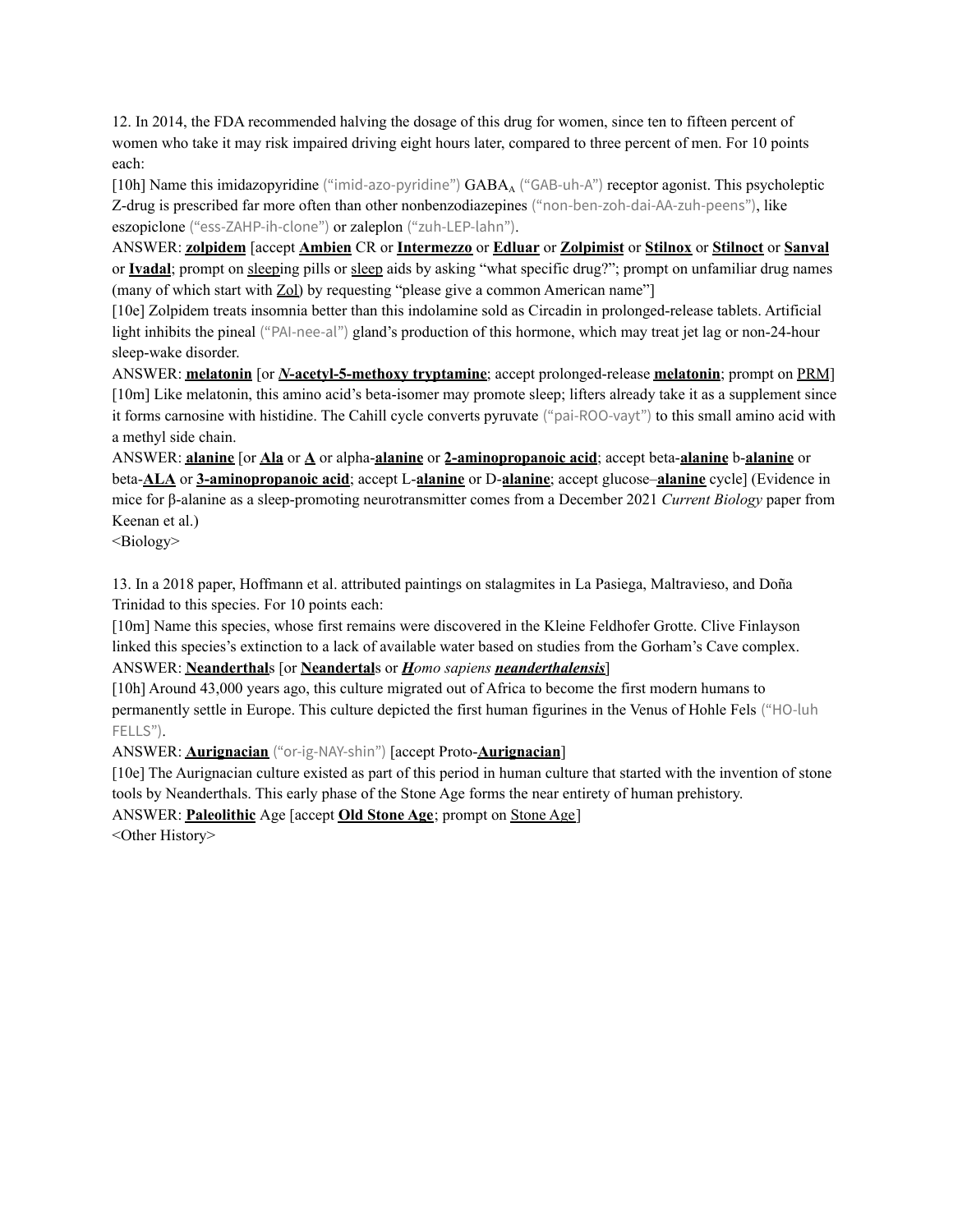12. In 2014, the FDA recommended halving the dosage of this drug for women, since ten to fifteen percent of women who take it may risk impaired driving eight hours later, compared to three percent of men. For 10 points each:

[10h] Name this imidazopyridine (“imid-azo-pyridine”) $GABA_A$ (“GAB-uh-A”) receptor agonist. This psycholeptic Z-drug is prescribed far more often than other nonbenzodiazepines (“non-ben-zoh-dai-AA-zuh-peens”), like eszopiclone (“ess-ZAHP-ih-clone”) or zaleplon (“zuh-LEP-lahn”).

ANSWER: **zolpidem** [accept **Ambien** CR or **Intermezzo** or **Edluar** or **Zolpimist** or **Stilnox** or **Stilnoct** or **Sanval** or **Ivadal**; prompt on sleeping pills or sleep aids by asking “what specific drug?”; prompt on unfamiliar drug names (many of which start with Zol) by requesting “please give a common American name”]

[10e] Zolpidem treats insomnia better than this indolamine sold as Circadin in prolonged-release tablets. Artificial light inhibits the pineal (“PAI-nee-al”) gland’s production of this hormone, which may treat jet lag or non-24-hour sleep-wake disorder.

ANSWER: **melatonin** [or ***N*-acetyl-5-methoxy tryptamine**; accept prolonged-release **melatonin**; prompt on PRM]

[10m] Like melatonin, this amino acid’s beta-isomer may promote sleep; lifters already take it as a supplement since it forms carnosine with histidine. The Cahill cycle converts pyruvate (“pai-ROO-vayt”) to this small amino acid with a methyl side chain.

ANSWER: **alanine** [or **Ala** or **A** or alpha-**alanine** or **2-aminopropanoic acid**; accept beta-**alanine** b-**alanine** or beta-**ALA** or **3-aminopropanoic acid**; accept L-**alanine** or D-**alanine**; accept glucose–**alanine** cycle] (Evidence in mice for β-alanine as a sleep-promoting neurotransmitter comes from a December 2021 *Current Biology* paper from Keenan et al.)

<Biology>

13. In a 2018 paper, Hoffmann et al. attributed paintings on stalagmites in La Pasiega, Maltravieso, and Doña Trinidad to this species. For 10 points each:

[10m] Name this species, whose first remains were discovered in the Kleine Feldhofer Grotte. Clive Finlayson linked this species’s extinction to a lack of available water based on studies from the Gorham’s Cave complex.

ANSWER: **Neanderthal**s [or **Neandertal**s or ***H**omo sapiens **neanderthalensis***]

[10h] Around 43,000 years ago, this culture migrated out of Africa to become the first modern humans to permanently settle in Europe. This culture depicted the first human figurines in the Venus of Hohle Fels (“HO-luh FELLS”).

ANSWER: **Aurignacian** (“or-ig-NAY-shin”) [accept Proto-**Aurignacian**]

[10e] The Aurignacian culture existed as part of this period in human culture that started with the invention of stone tools by Neanderthals. This early phase of the Stone Age forms the near entirety of human prehistory.

ANSWER: **Paleolithic** Age [accept **Old Stone Age**; prompt on Stone Age]

<Other History>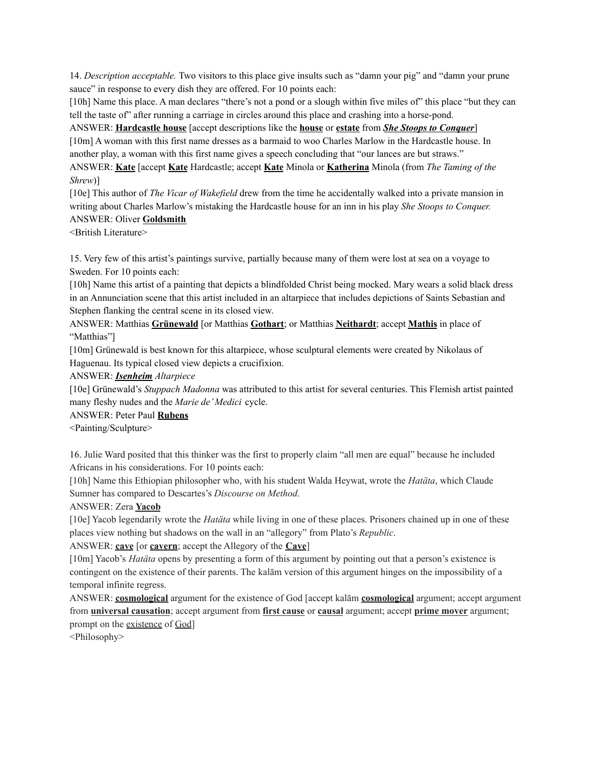14. *Description acceptable.* Two visitors to this place give insults such as "damn your pig" and "damn your prune sauce" in response to every dish they are offered. For 10 points each:

[10h] Name this place. A man declares "there's not a pond or a slough within five miles of" this place "but they can tell the taste of" after running a carriage in circles around this place and crashing into a horse-pond.

ANSWER: **Hardcastle house** [accept descriptions like the **house** or **estate** from ***She Stoops to Conquer***]

[10m] A woman with this first name dresses as a barmaid to woo Charles Marlow in the Hardcastle house. In another play, a woman with this first name gives a speech concluding that "our lances are but straws."

ANSWER: **Kate** [accept **Kate** Hardcastle; accept **Kate** Minola or **Katherina** Minola (from *The Taming of the Shrew*)]

[10e] This author of *The Vicar of Wakefield* drew from the time he accidentally walked into a private mansion in writing about Charles Marlow's mistaking the Hardcastle house for an inn in his play *She Stoops to Conquer.*

ANSWER: Oliver **Goldsmith**

<British Literature>

15. Very few of this artist's paintings survive, partially because many of them were lost at sea on a voyage to Sweden. For 10 points each:

[10h] Name this artist of a painting that depicts a blindfolded Christ being mocked. Mary wears a solid black dress in an Annunciation scene that this artist included in an altarpiece that includes depictions of Saints Sebastian and Stephen flanking the central scene in its closed view.

ANSWER: Matthias **Grünewald** [or Matthias **Gothart**; or Matthias **Neithardt**; accept **Mathis** in place of "Matthias"]

[10m] Grünewald is best known for this altarpiece, whose sculptural elements were created by Nikolaus of Haguenau. Its typical closed view depicts a crucifixion.

ANSWER: ***Isenheim*** *Altarpiece*

[10e] Grünewald's *Stuppach Madonna* was attributed to this artist for several centuries. This Flemish artist painted many fleshy nudes and the *Marie de' Medici* cycle.

ANSWER: Peter Paul **Rubens**

<Painting/Sculpture>

16. Julie Ward posited that this thinker was the first to properly claim "all men are equal" because he included Africans in his considerations. For 10 points each:

[10h] Name this Ethiopian philosopher who, with his student Walda Heywat, wrote the *Hatäta*, which Claude Sumner has compared to Descartes's *Discourse on Method*.

ANSWER: Zera **Yacob**

[10e] Yacob legendarily wrote the *Hatäta* while living in one of these places. Prisoners chained up in one of these places view nothing but shadows on the wall in an "allegory" from Plato's *Republic*.

ANSWER: **cave** [or **cavern**; accept the Allegory of the **Cave**]

[10m] Yacob's *Hatäta* opens by presenting a form of this argument by pointing out that a person's existence is contingent on the existence of their parents. The kalām version of this argument hinges on the impossibility of a temporal infinite regress.

ANSWER: **cosmological** argument for the existence of God [accept kalām **cosmological** argument; accept argument from **universal causation**; accept argument from **first cause** or **causal** argument; accept **prime mover** argument; prompt on the existence of God]

<Philosophy>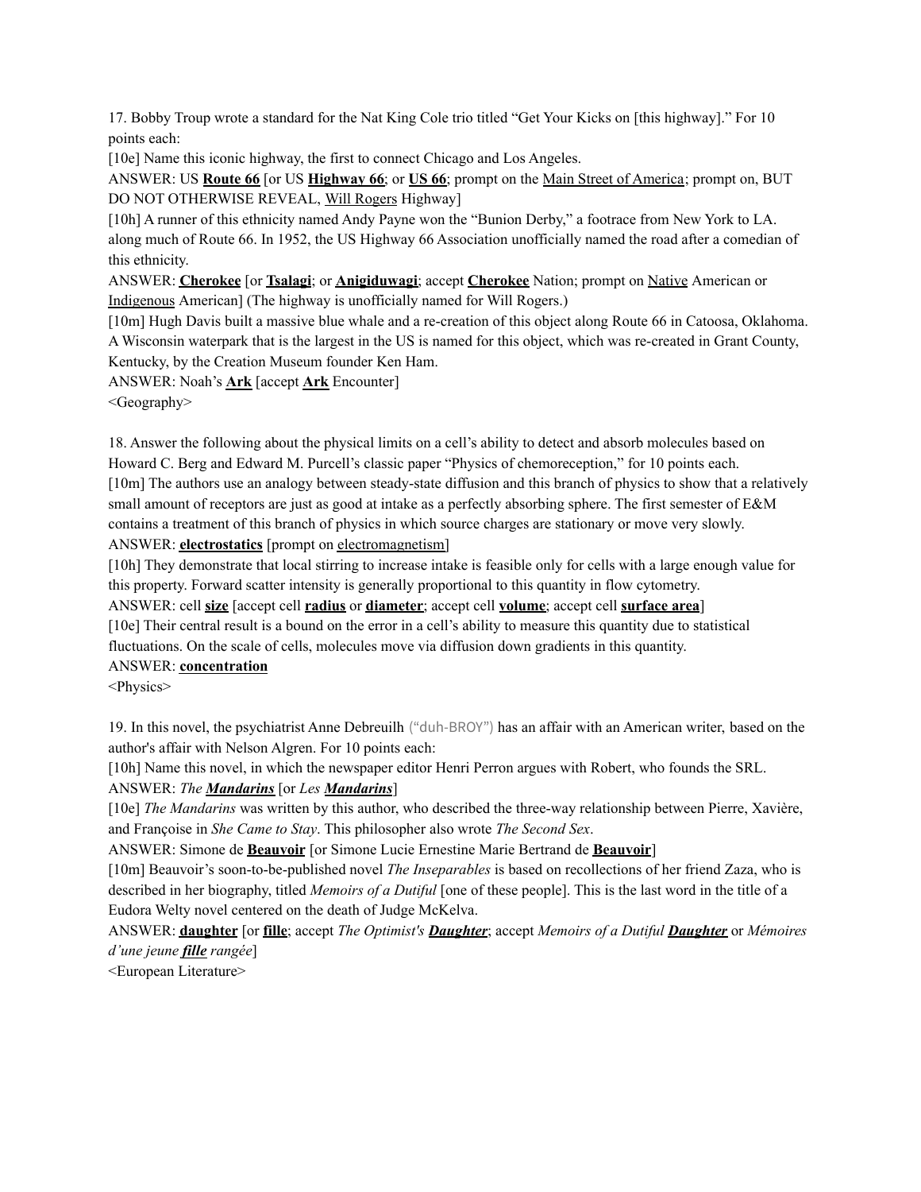17. Bobby Troup wrote a standard for the Nat King Cole trio titled "Get Your Kicks on [this highway]." For 10 points each:

[10e] Name this iconic highway, the first to connect Chicago and Los Angeles.

ANSWER: US **<u>Route 66</u>** [or US **<u>Highway 66</u>**; or **<u>US 66</u>**; prompt on the <u>Main Street of America</u>; prompt on, BUT DO NOT OTHERWISE REVEAL, <u>Will Rogers</u> Highway]

[10h] A runner of this ethnicity named Andy Payne won the "Bunion Derby," a footrace from New York to LA. along much of Route 66. In 1952, the US Highway 66 Association unofficially named the road after a comedian of this ethnicity.

ANSWER: **<u>Cherokee</u>** [or **<u>Tsalagi</u>**; or **<u>Anigiduwagi</u>**; accept **<u>Cherokee</u>** Nation; prompt on <u>Native</u> American or <u>Indigenous</u> American] (The highway is unofficially named for Will Rogers.)

[10m] Hugh Davis built a massive blue whale and a re-creation of this object along Route 66 in Catoosa, Oklahoma. A Wisconsin waterpark that is the largest in the US is named for this object, which was re-created in Grant County, Kentucky, by the Creation Museum founder Ken Ham.

ANSWER: Noah's **<u>Ark</u>** [accept **<u>Ark</u>** Encounter]

<Geography>

18. Answer the following about the physical limits on a cell's ability to detect and absorb molecules based on Howard C. Berg and Edward M. Purcell's classic paper "Physics of chemoreception," for 10 points each.

[10m] The authors use an analogy between steady-state diffusion and this branch of physics to show that a relatively small amount of receptors are just as good at intake as a perfectly absorbing sphere. The first semester of E&M contains a treatment of this branch of physics in which source charges are stationary or move very slowly.

ANSWER: **<u>electrostatics</u>** [prompt on <u>electromagnetism</u>]

[10h] They demonstrate that local stirring to increase intake is feasible only for cells with a large enough value for this property. Forward scatter intensity is generally proportional to this quantity in flow cytometry.

ANSWER: cell **<u>size</u>** [accept cell **<u>radius</u>** or **<u>diameter</u>**; accept cell **<u>volume</u>**; accept cell **<u>surface area</u>**]

[10e] Their central result is a bound on the error in a cell's ability to measure this quantity due to statistical fluctuations. On the scale of cells, molecules move via diffusion down gradients in this quantity.

ANSWER: **<u>concentration</u>**

<Physics>

19. In this novel, the psychiatrist Anne Debreuilh ("duh-BROY") has an affair with an American writer, based on the author's affair with Nelson Algren. For 10 points each:

[10h] Name this novel, in which the newspaper editor Henri Perron argues with Robert, who founds the SRL.

ANSWER: *The **<u>Mandarins</u>*** [or *Les **<u>Mandarins</u>***]

[10e] *The Mandarins* was written by this author, who described the three-way relationship between Pierre, Xavière, and Françoise in *She Came to Stay*. This philosopher also wrote *The Second Sex*.

ANSWER: Simone de **<u>Beauvoir</u>** [or Simone Lucie Ernestine Marie Bertrand de **<u>Beauvoir</u>**]

[10m] Beauvoir's soon-to-be-published novel *The Inseparables* is based on recollections of her friend Zaza, who is described in her biography, titled *Memoirs of a Dutiful* [one of these people]. This is the last word in the title of a Eudora Welty novel centered on the death of Judge McKelva.

ANSWER: **<u>daughter</u>** [or **<u>fille</u>**; accept *The Optimist's **<u>Daughter</u>***; accept *Memoirs of a Dutiful **<u>Daughter</u>*** or *Mémoires d'une jeune **<u>fille</u>** rangée*]

<European Literature>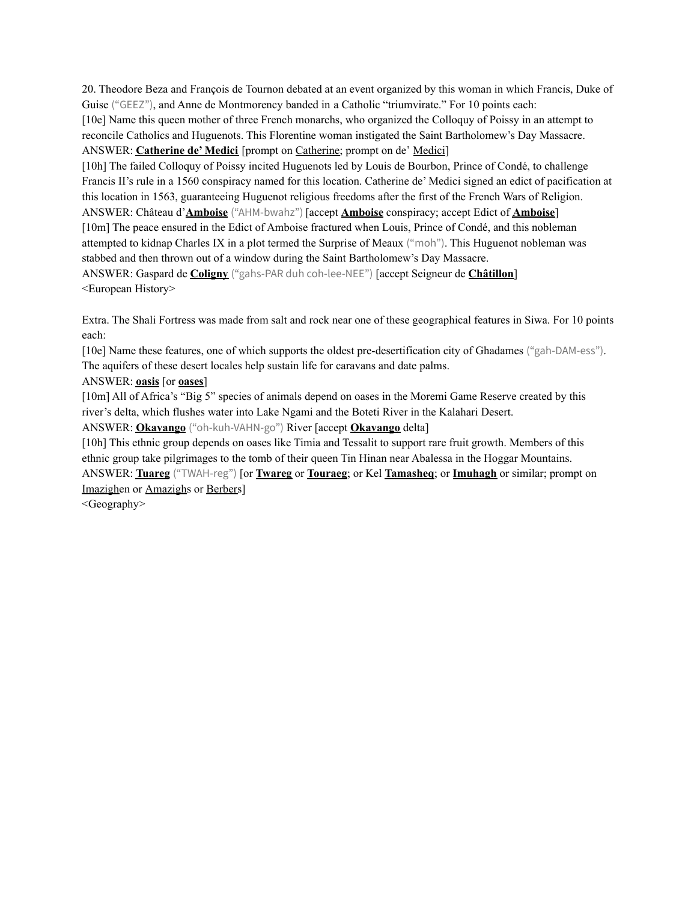20. Theodore Beza and François de Tournon debated at an event organized by this woman in which Francis, Duke of Guise ("GEEZ"), and Anne de Montmorency banded in a Catholic "triumvirate." For 10 points each:

[10e] Name this queen mother of three French monarchs, who organized the Colloquy of Poissy in an attempt to reconcile Catholics and Huguenots. This Florentine woman instigated the Saint Bartholomew's Day Massacre.

ANSWER: **Catherine de' Medici** [prompt on Catherine; prompt on de' Medici]

[10h] The failed Colloquy of Poissy incited Huguenots led by Louis de Bourbon, Prince of Condé, to challenge Francis II's rule in a 1560 conspiracy named for this location. Catherine de' Medici signed an edict of pacification at this location in 1563, guaranteeing Huguenot religious freedoms after the first of the French Wars of Religion.

ANSWER: Château d'**Amboise** ("AHM-bwahz") [accept **Amboise** conspiracy; accept Edict of **Amboise**]

[10m] The peace ensured in the Edict of Amboise fractured when Louis, Prince of Condé, and this nobleman attempted to kidnap Charles IX in a plot termed the Surprise of Meaux ("moh"). This Huguenot nobleman was stabbed and then thrown out of a window during the Saint Bartholomew's Day Massacre.

ANSWER: Gaspard de **Coligny** ("gahs-PAR duh coh-lee-NEE") [accept Seigneur de **Châtillon**]

<European History>

Extra. The Shali Fortress was made from salt and rock near one of these geographical features in Siwa. For 10 points each:

[10e] Name these features, one of which supports the oldest pre-desertification city of Ghadames ("gah-DAM-ess"). The aquifers of these desert locales help sustain life for caravans and date palms.

ANSWER: **oasis** [or **oases**]

[10m] All of Africa's "Big 5" species of animals depend on oases in the Moremi Game Reserve created by this river's delta, which flushes water into Lake Ngami and the Boteti River in the Kalahari Desert.

ANSWER: **Okavango** ("oh-kuh-VAHN-go") River [accept **Okavango** delta]

[10h] This ethnic group depends on oases like Timia and Tessalit to support rare fruit growth. Members of this ethnic group take pilgrimages to the tomb of their queen Tin Hinan near Abalessa in the Hoggar Mountains.

ANSWER: **Tuareg** ("TWAH-reg") [or **Twareg** or **Touraeg**; or Kel **Tamasheq**; or **Imuhagh** or similar; prompt on Imazighen or Amazighs or Berbers]

<Geography>